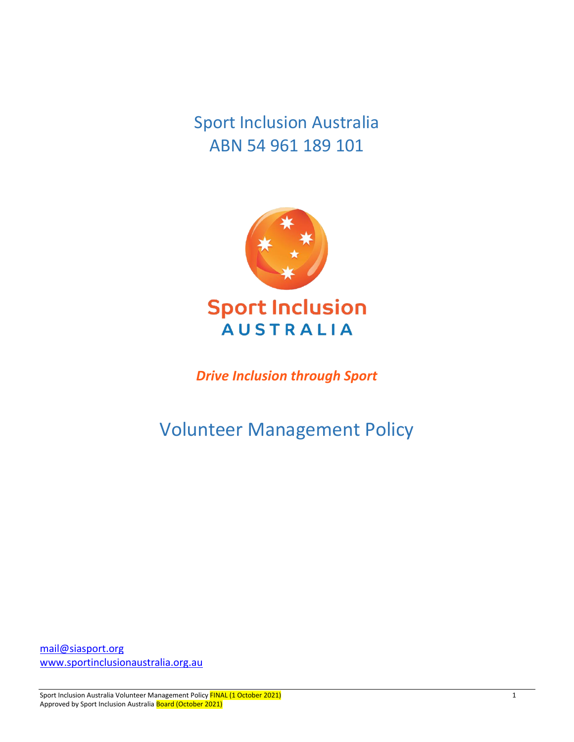# Sport Inclusion Australia
# ABN 54 961 189 101

Sport Inclusion
AUSTRALIA

***Drive Inclusion through Sport***

# Volunteer Management Policy

mail@siasport.org
www.sportinclusionaustralia.org.au

Sport Inclusion Australia Volunteer Management Policy FINAL (1 October 2021)
Approved by Sport Inclusion Australia Board (October 2021)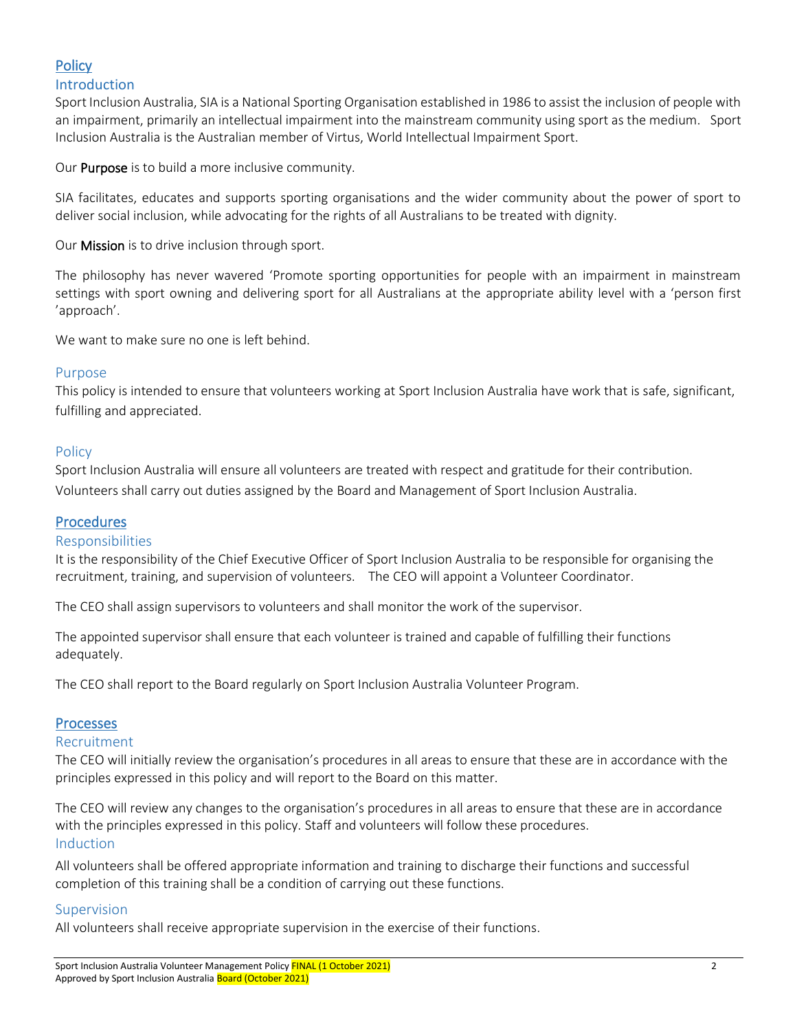# Policy

## Introduction

Sport Inclusion Australia, SIA is a National Sporting Organisation established in 1986 to assist the inclusion of people with an impairment, primarily an intellectual impairment into the mainstream community using sport as the medium. Sport Inclusion Australia is the Australian member of Virtus, World Intellectual Impairment Sport.

Our **Purpose** is to build a more inclusive community.

SIA facilitates, educates and supports sporting organisations and the wider community about the power of sport to deliver social inclusion, while advocating for the rights of all Australians to be treated with dignity.

Our **Mission** is to drive inclusion through sport.

The philosophy has never wavered 'Promote sporting opportunities for people with an impairment in mainstream settings with sport owning and delivering sport for all Australians at the appropriate ability level with a 'person first 'approach'.

We want to make sure no one is left behind.

## Purpose

This policy is intended to ensure that volunteers working at Sport Inclusion Australia have work that is safe, significant, fulfilling and appreciated.

## Policy

Sport Inclusion Australia will ensure all volunteers are treated with respect and gratitude for their contribution. Volunteers shall carry out duties assigned by the Board and Management of Sport Inclusion Australia.

# Procedures

## Responsibilities

It is the responsibility of the Chief Executive Officer of Sport Inclusion Australia to be responsible for organising the recruitment, training, and supervision of volunteers. The CEO will appoint a Volunteer Coordinator.

The CEO shall assign supervisors to volunteers and shall monitor the work of the supervisor.

The appointed supervisor shall ensure that each volunteer is trained and capable of fulfilling their functions adequately.

The CEO shall report to the Board regularly on Sport Inclusion Australia Volunteer Program.

# Processes

## Recruitment

The CEO will initially review the organisation's procedures in all areas to ensure that these are in accordance with the principles expressed in this policy and will report to the Board on this matter.

The CEO will review any changes to the organisation's procedures in all areas to ensure that these are in accordance with the principles expressed in this policy. Staff and volunteers will follow these procedures.

## Induction

All volunteers shall be offered appropriate information and training to discharge their functions and successful completion of this training shall be a condition of carrying out these functions.

## Supervision

All volunteers shall receive appropriate supervision in the exercise of their functions.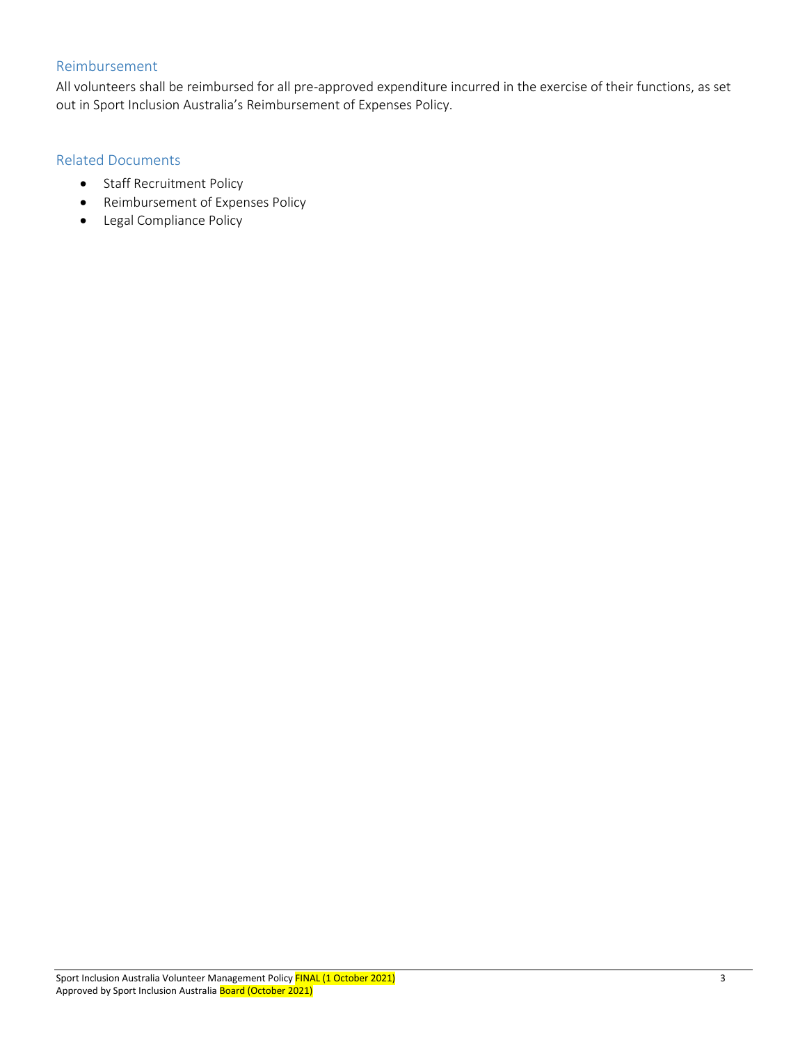## Reimbursement

All volunteers shall be reimbursed for all pre-approved expenditure incurred in the exercise of their functions, as set out in Sport Inclusion Australia's Reimbursement of Expenses Policy.

## Related Documents

- Staff Recruitment Policy
- Reimbursement of Expenses Policy
- Legal Compliance Policy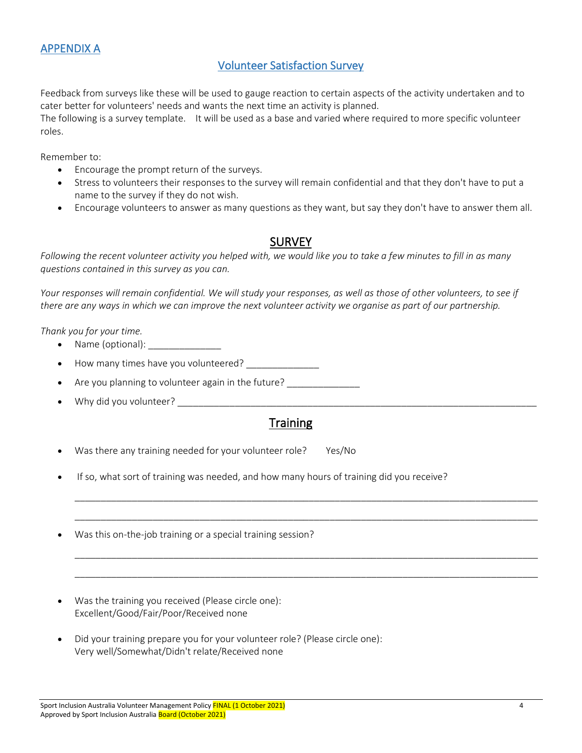## APPENDIX A

### Volunteer Satisfaction Survey

Feedback from surveys like these will be used to gauge reaction to certain aspects of the activity undertaken and to cater better for volunteers' needs and wants the next time an activity is planned.
The following is a survey template. It will be used as a base and varied where required to more specific volunteer roles.

Remember to:

- Encourage the prompt return of the surveys.
- Stress to volunteers their responses to the survey will remain confidential and that they don't have to put a name to the survey if they do not wish.
- Encourage volunteers to answer as many questions as they want, but say they don't have to answer them all.

## SURVEY

*Following the recent volunteer activity you helped with, we would like you to take a few minutes to fill in as many questions contained in this survey as you can.*

*Your responses will remain confidential. We will study your responses, as well as those of other volunteers, to see if there are any ways in which we can improve the next volunteer activity we organise as part of our partnership.*

*Thank you for your time.*

- Name (optional): ______________
- How many times have you volunteered? ______________
- Are you planning to volunteer again in the future? ______________
- Why did you volunteer? ________________________________________________________________________

## Training

- Was there any training needed for your volunteer role? Yes/No
- If so, what sort of training was needed, and how many hours of training did you receive?

  ______________________________________________________________________________________________

  ______________________________________________________________________________________________

- Was this on-the-job training or a special training session?

  ______________________________________________________________________________________________

  ______________________________________________________________________________________________

- Was the training you received (Please circle one):
  Excellent/Good/Fair/Poor/Received none
- Did your training prepare you for your volunteer role? (Please circle one):
  Very well/Somewhat/Didn't relate/Received none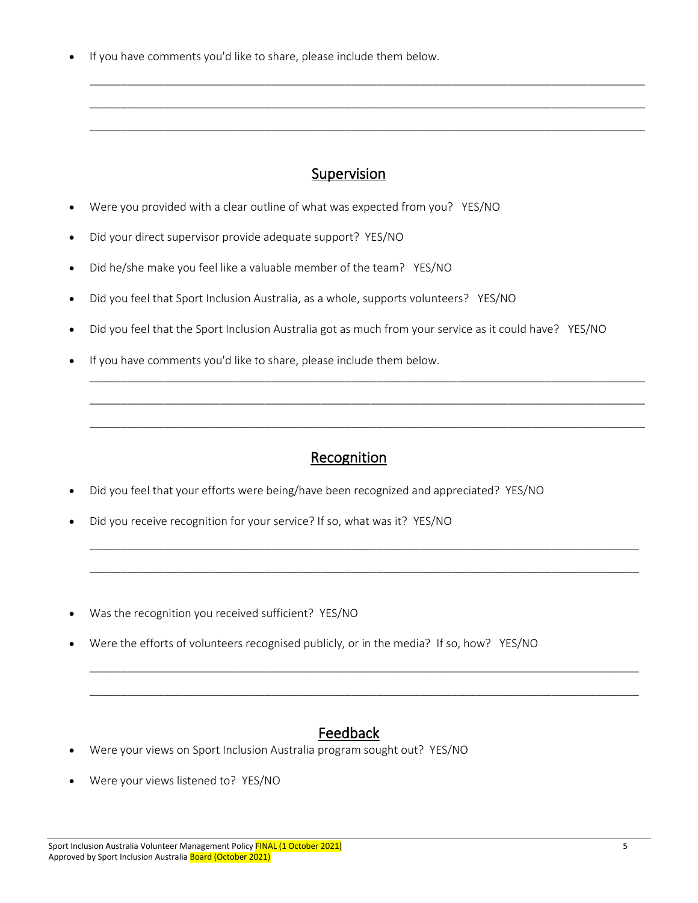- If you have comments you'd like to share, please include them below.

_____________________________________________________________________________________

_____________________________________________________________________________________

_____________________________________________________________________________________

## Supervision

- Were you provided with a clear outline of what was expected from you? YES/NO
- Did your direct supervisor provide adequate support? YES/NO
- Did he/she make you feel like a valuable member of the team? YES/NO
- Did you feel that Sport Inclusion Australia, as a whole, supports volunteers? YES/NO
- Did you feel that the Sport Inclusion Australia got as much from your service as it could have? YES/NO
- If you have comments you'd like to share, please include them below.

_____________________________________________________________________________________

_____________________________________________________________________________________

_____________________________________________________________________________________

## Recognition

- Did you feel that your efforts were being/have been recognized and appreciated? YES/NO
- Did you receive recognition for your service? If so, what was it? YES/NO

_____________________________________________________________________________________

_____________________________________________________________________________________

- Was the recognition you received sufficient? YES/NO
- Were the efforts of volunteers recognised publicly, or in the media? If so, how? YES/NO

_____________________________________________________________________________________

_____________________________________________________________________________________

## Feedback

- Were your views on Sport Inclusion Australia program sought out? YES/NO
- Were your views listened to? YES/NO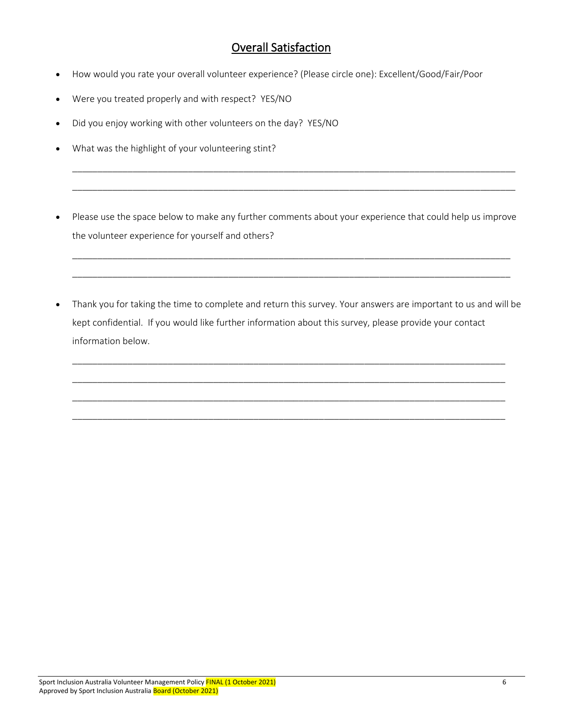## Overall Satisfaction

- How would you rate your overall volunteer experience? (Please circle one): Excellent/Good/Fair/Poor
- Were you treated properly and with respect? YES/NO
- Did you enjoy working with other volunteers on the day? YES/NO
- What was the highlight of your volunteering stint?

\_\_\_\_\_\_\_\_\_\_\_\_\_\_\_\_\_\_\_\_\_\_\_\_\_\_\_\_\_\_\_\_\_\_\_\_\_\_\_\_\_\_\_\_\_\_\_\_\_\_\_\_\_\_\_\_\_\_\_\_\_\_\_\_\_\_\_\_\_\_\_\_\_\_\_\_\_\_\_\_\_\_

\_\_\_\_\_\_\_\_\_\_\_\_\_\_\_\_\_\_\_\_\_\_\_\_\_\_\_\_\_\_\_\_\_\_\_\_\_\_\_\_\_\_\_\_\_\_\_\_\_\_\_\_\_\_\_\_\_\_\_\_\_\_\_\_\_\_\_\_\_\_\_\_\_\_\_\_\_\_\_\_\_\_

- Please use the space below to make any further comments about your experience that could help us improve the volunteer experience for yourself and others?

\_\_\_\_\_\_\_\_\_\_\_\_\_\_\_\_\_\_\_\_\_\_\_\_\_\_\_\_\_\_\_\_\_\_\_\_\_\_\_\_\_\_\_\_\_\_\_\_\_\_\_\_\_\_\_\_\_\_\_\_\_\_\_\_\_\_\_\_\_\_\_\_\_\_\_\_\_\_\_\_\_\_

\_\_\_\_\_\_\_\_\_\_\_\_\_\_\_\_\_\_\_\_\_\_\_\_\_\_\_\_\_\_\_\_\_\_\_\_\_\_\_\_\_\_\_\_\_\_\_\_\_\_\_\_\_\_\_\_\_\_\_\_\_\_\_\_\_\_\_\_\_\_\_\_\_\_\_\_\_\_\_\_\_\_

- Thank you for taking the time to complete and return this survey. Your answers are important to us and will be kept confidential. If you would like further information about this survey, please provide your contact information below.

\_\_\_\_\_\_\_\_\_\_\_\_\_\_\_\_\_\_\_\_\_\_\_\_\_\_\_\_\_\_\_\_\_\_\_\_\_\_\_\_\_\_\_\_\_\_\_\_\_\_\_\_\_\_\_\_\_\_\_\_\_\_\_\_\_\_\_\_\_\_\_\_\_\_\_\_\_\_\_\_\_\_

\_\_\_\_\_\_\_\_\_\_\_\_\_\_\_\_\_\_\_\_\_\_\_\_\_\_\_\_\_\_\_\_\_\_\_\_\_\_\_\_\_\_\_\_\_\_\_\_\_\_\_\_\_\_\_\_\_\_\_\_\_\_\_\_\_\_\_\_\_\_\_\_\_\_\_\_\_\_\_\_\_\_

\_\_\_\_\_\_\_\_\_\_\_\_\_\_\_\_\_\_\_\_\_\_\_\_\_\_\_\_\_\_\_\_\_\_\_\_\_\_\_\_\_\_\_\_\_\_\_\_\_\_\_\_\_\_\_\_\_\_\_\_\_\_\_\_\_\_\_\_\_\_\_\_\_\_\_\_\_\_\_\_\_\_

\_\_\_\_\_\_\_\_\_\_\_\_\_\_\_\_\_\_\_\_\_\_\_\_\_\_\_\_\_\_\_\_\_\_\_\_\_\_\_\_\_\_\_\_\_\_\_\_\_\_\_\_\_\_\_\_\_\_\_\_\_\_\_\_\_\_\_\_\_\_\_\_\_\_\_\_\_\_\_\_\_\_